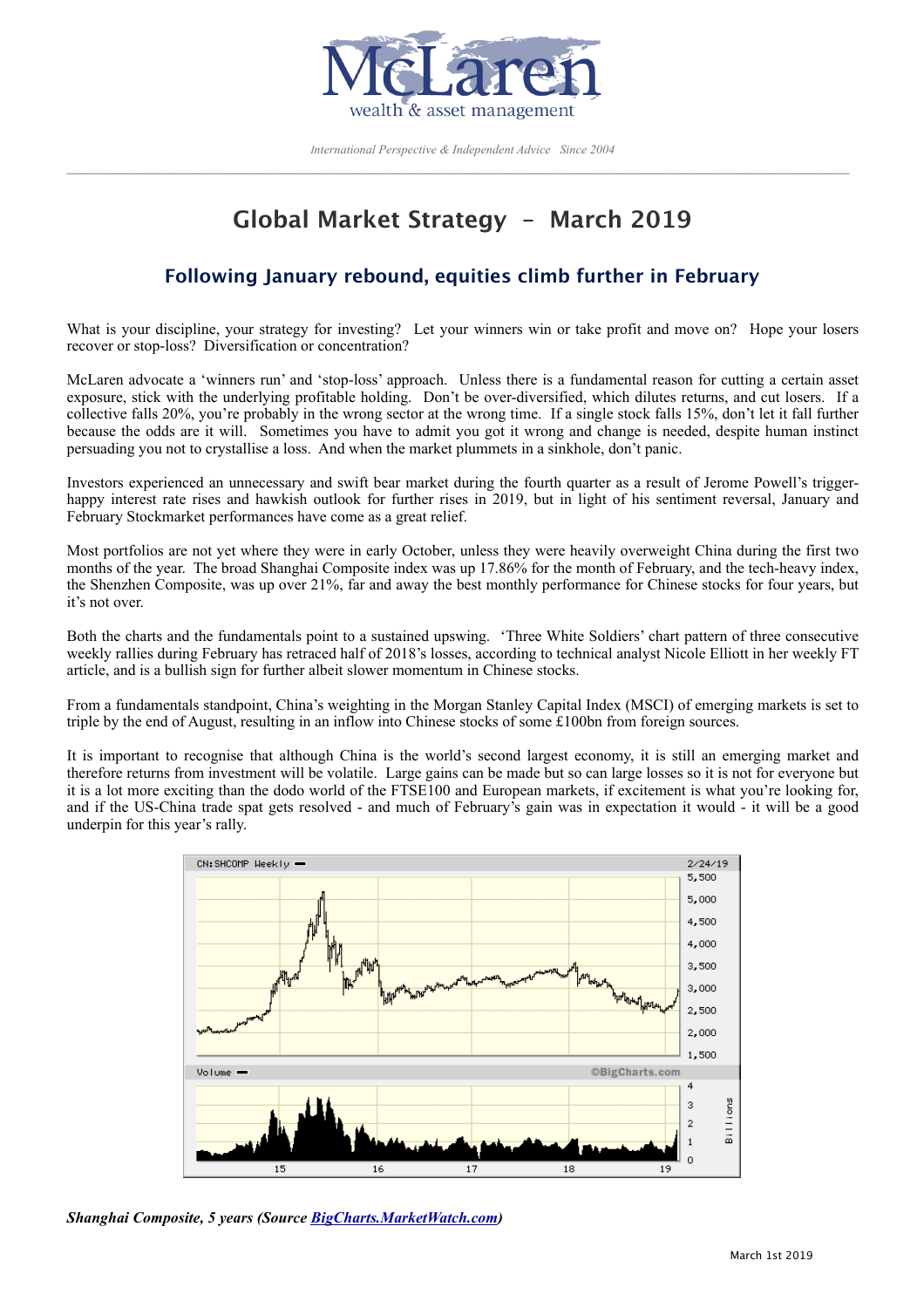McLaren
wealth & asset management

*International Perspective & Independent Advice Since 2004*

# Global Market Strategy – March 2019

## Following January rebound, equities climb further in February

What is your discipline, your strategy for investing? Let your winners win or take profit and move on? Hope your losers recover or stop-loss? Diversification or concentration?

McLaren advocate a 'winners run' and 'stop-loss' approach. Unless there is a fundamental reason for cutting a certain asset exposure, stick with the underlying profitable holding. Don't be over-diversified, which dilutes returns, and cut losers. If a collective falls 20%, you're probably in the wrong sector at the wrong time. If a single stock falls 15%, don't let it fall further because the odds are it will. Sometimes you have to admit you got it wrong and change is needed, despite human instinct persuading you not to crystallise a loss. And when the market plummets in a sinkhole, don't panic.

Investors experienced an unnecessary and swift bear market during the fourth quarter as a result of Jerome Powell's trigger-happy interest rate rises and hawkish outlook for further rises in 2019, but in light of his sentiment reversal, January and February Stockmarket performances have come as a great relief.

Most portfolios are not yet where they were in early October, unless they were heavily overweight China during the first two months of the year. The broad Shanghai Composite index was up 17.86% for the month of February, and the tech-heavy index, the Shenzhen Composite, was up over 21%, far and away the best monthly performance for Chinese stocks for four years, but it's not over.

Both the charts and the fundamentals point to a sustained upswing. 'Three White Soldiers' chart pattern of three consecutive weekly rallies during February has retraced half of 2018's losses, according to technical analyst Nicole Elliott in her weekly FT article, and is a bullish sign for further albeit slower momentum in Chinese stocks.

From a fundamentals standpoint, China's weighting in the Morgan Stanley Capital Index (MSCI) of emerging markets is set to triple by the end of August, resulting in an inflow into Chinese stocks of some £100bn from foreign sources.

It is important to recognise that although China is the world's second largest economy, it is still an emerging market and therefore returns from investment will be volatile. Large gains can be made but so can large losses so it is not for everyone but it is a lot more exciting than the dodo world of the FTSE100 and European markets, if excitement is what you're looking for, and if the US-China trade spat gets resolved - and much of February's gain was in expectation it would - it will be a good underpin for this year's rally.

***Shanghai Composite, 5 years (Source [BigCharts.MarketWatch.com](BigCharts.MarketWatch.com))***

March 1st 2019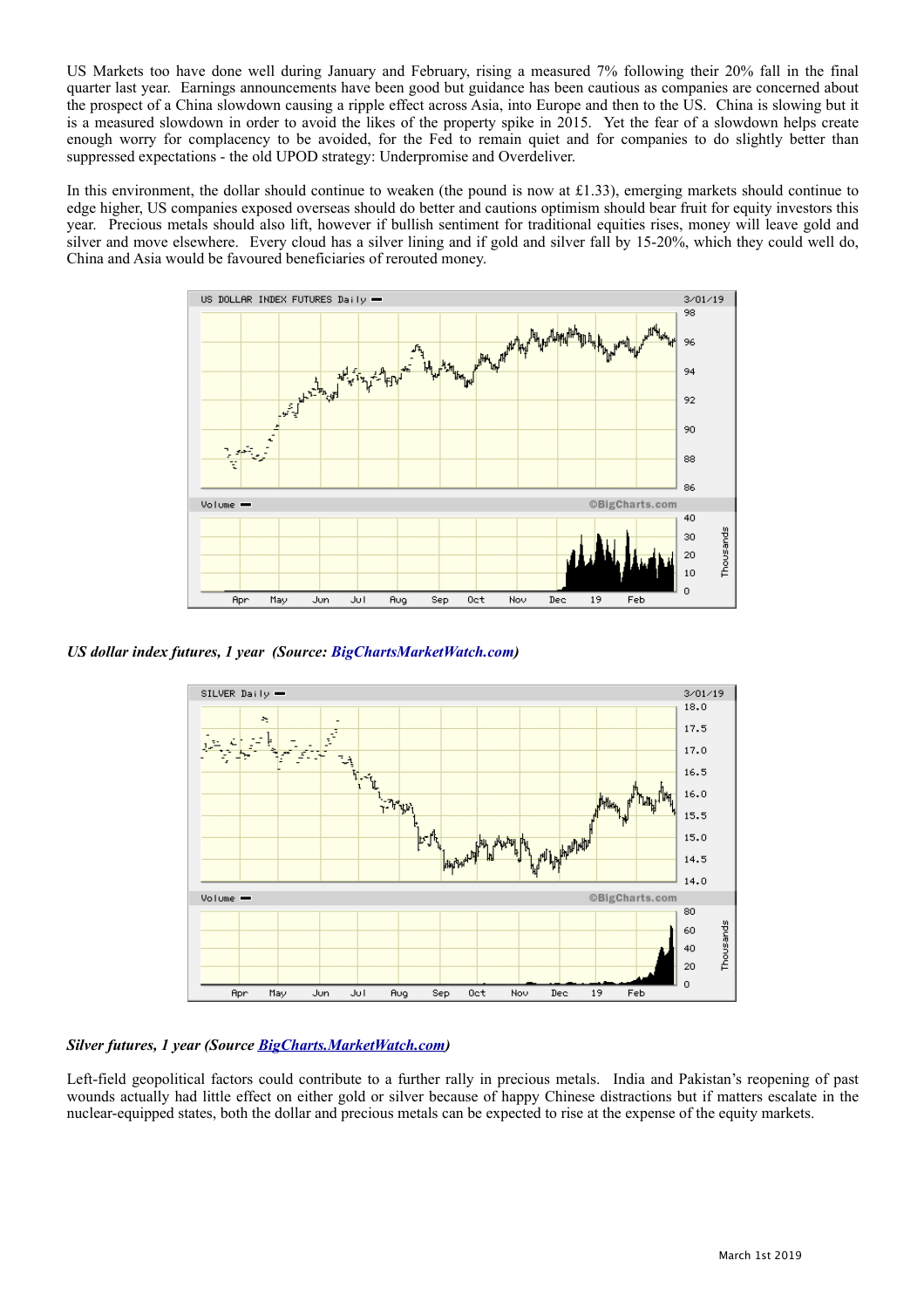US Markets too have done well during January and February, rising a measured 7% following their 20% fall in the final quarter last year. Earnings announcements have been good but guidance has been cautious as companies are concerned about the prospect of a China slowdown causing a ripple effect across Asia, into Europe and then to the US. China is slowing but it is a measured slowdown in order to avoid the likes of the property spike in 2015. Yet the fear of a slowdown helps create enough worry for complacency to be avoided, for the Fed to remain quiet and for companies to do slightly better than suppressed expectations - the old UPOD strategy: Underpromise and Overdeliver.

In this environment, the dollar should continue to weaken (the pound is now at £1.33), emerging markets should continue to edge higher, US companies exposed overseas should do better and cautions optimism should bear fruit for equity investors this year. Precious metals should also lift, however if bullish sentiment for traditional equities rises, money will leave gold and silver and move elsewhere. Every cloud has a silver lining and if gold and silver fall by 15-20%, which they could well do, China and Asia would be favoured beneficiaries of rerouted money.

*US dollar index futures, 1 year (Source: BigChartsMarketWatch.com)*

*Silver futures, 1 year (Source BigCharts.MarketWatch.com)*

Left-field geopolitical factors could contribute to a further rally in precious metals. India and Pakistan's reopening of past wounds actually had little effect on either gold or silver because of happy Chinese distractions but if matters escalate in the nuclear-equipped states, both the dollar and precious metals can be expected to rise at the expense of the equity markets.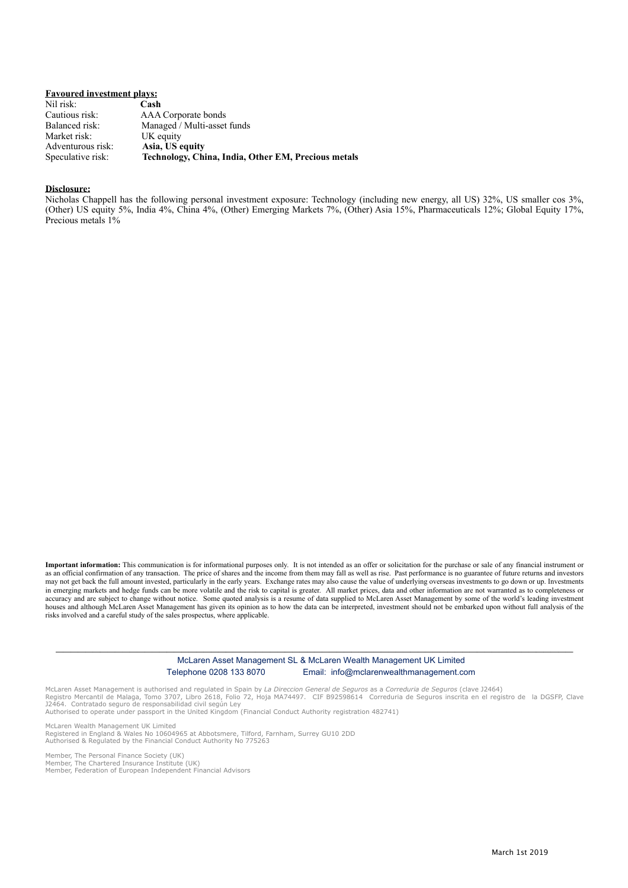**Favoured investment plays:**

| | |
|---|---|
| Nil risk: | **Cash** |
| Cautious risk: | AAA Corporate bonds |
| Balanced risk: | Managed / Multi-asset funds |
| Market risk: | UK equity |
| Adventurous risk: | **Asia, US equity** |
| Speculative risk: | **Technology, China, India, Other EM, Precious metals** |

**Disclosure:**

Nicholas Chappell has the following personal investment exposure: Technology (including new energy, all US) 32%, US smaller cos 3%, (Other) US equity 5%, India 4%, China 4%, (Other) Emerging Markets 7%, (Other) Asia 15%, Pharmaceuticals 12%; Global Equity 17%, Precious metals 1%

**Important information:** This communication is for informational purposes only. It is not intended as an offer or solicitation for the purchase or sale of any financial instrument or as an official confirmation of any transaction. The price of shares and the income from them may fall as well as rise. Past performance is no guarantee of future returns and investors may not get back the full amount invested, particularly in the early years. Exchange rates may also cause the value of underlying overseas investments to go down or up. Investments in emerging markets and hedge funds can be more volatile and the risk to capital is greater. All market prices, data and other information are not warranted as to completeness or accuracy and are subject to change without notice. Some quoted analysis is a resume of data supplied to McLaren Asset Management by some of the world's leading investment houses and although McLaren Asset Management has given its opinion as to how the data can be interpreted, investment should not be embarked upon without full analysis of the risks involved and a careful study of the sales prospectus, where applicable.

McLaren Asset Management SL & McLaren Wealth Management UK Limited
Telephone 0208 133 8070 Email: info@mclarenwealthmanagement.com

McLaren Asset Management is authorised and regulated in Spain by *La Direccion General de Seguros* as a *Correduria de Seguros* (clave J2464)
Registro Mercantil de Malaga, Tomo 3707, Libro 2618, Folio 72, Hoja MA74497. CIF B92598614 Correduria de Seguros inscrita en el registro de la DGSFP, Clave J2464. Contratado seguro de responsabilidad civil según Ley
Authorised to operate under passport in the United Kingdom (Financial Conduct Authority registration 482741)

McLaren Wealth Management UK Limited
Registered in England & Wales No 10604965 at Abbotsmere, Tilford, Farnham, Surrey GU10 2DD
Authorised & Regulated by the Financial Conduct Authority No 775263

Member, The Personal Finance Society (UK)
Member, The Chartered Insurance Institute (UK)
Member, Federation of European Independent Financial Advisors

March 1st 2019